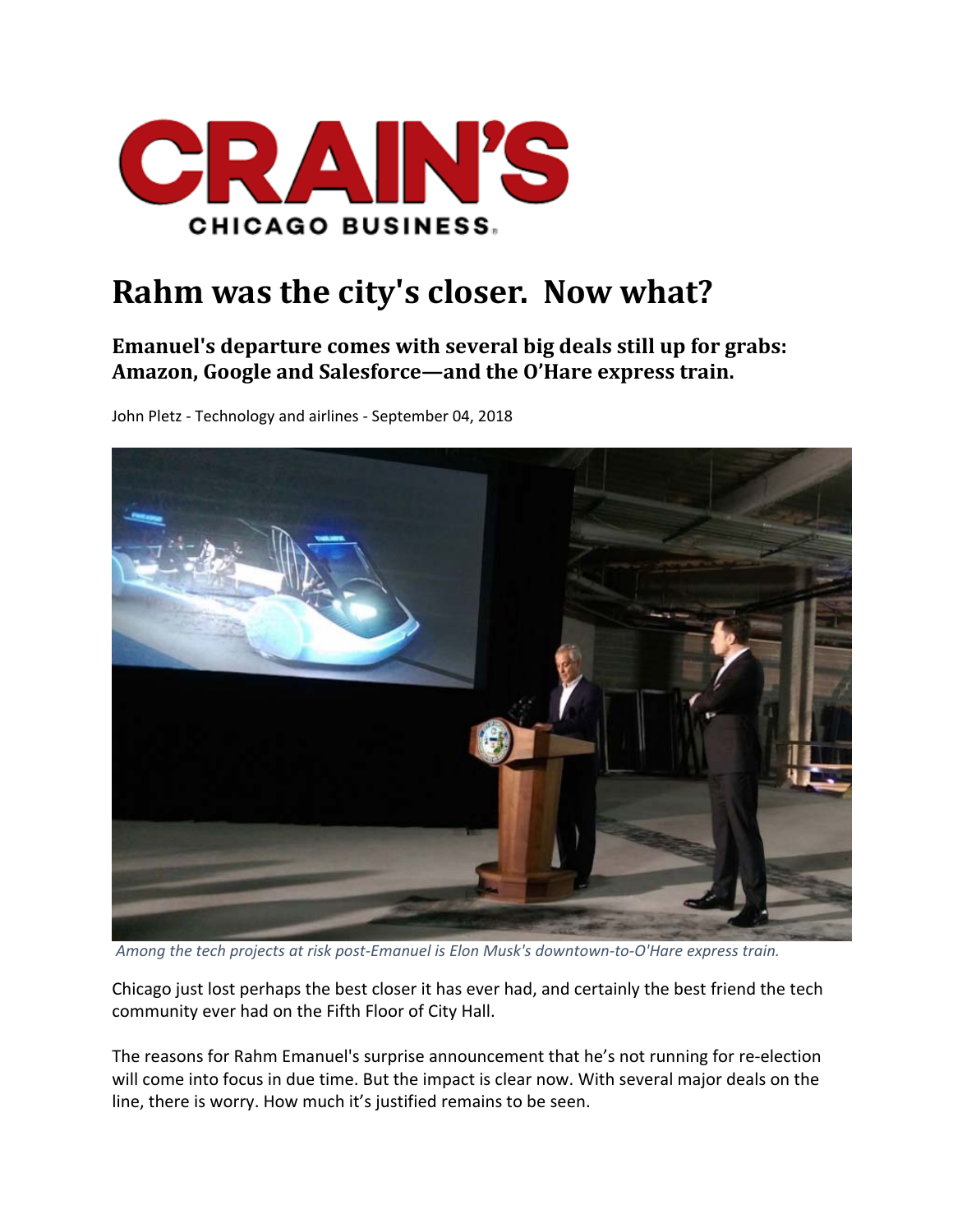# CRAIN'S CHICAGO BUSINESS

# Rahm was the city's closer. Now what?

## Emanuel's departure comes with several big deals still up for grabs: Amazon, Google and Salesforce—and the O'Hare express train.

John Pletz - Technology and airlines - September 04, 2018

*Among the tech projects at risk post-Emanuel is Elon Musk's downtown-to-O'Hare express train.*

Chicago just lost perhaps the best closer it has ever had, and certainly the best friend the tech community ever had on the Fifth Floor of City Hall.

The reasons for Rahm Emanuel's surprise announcement that he's not running for re-election will come into focus in due time. But the impact is clear now. With several major deals on the line, there is worry. How much it's justified remains to be seen.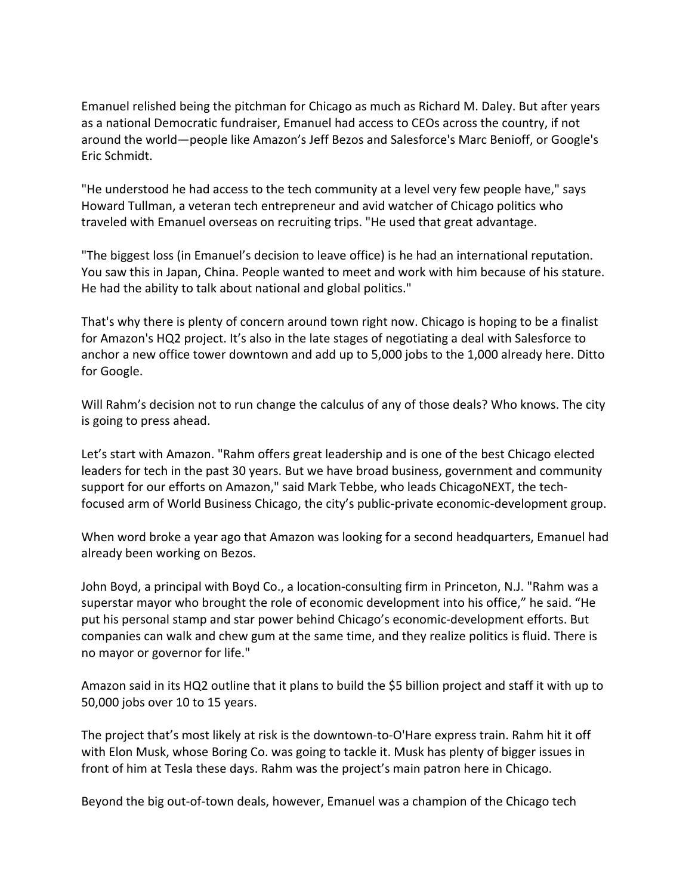Emanuel relished being the pitchman for Chicago as much as Richard M. Daley. But after years as a national Democratic fundraiser, Emanuel had access to CEOs across the country, if not around the world—people like Amazon's Jeff Bezos and Salesforce's Marc Benioff, or Google's Eric Schmidt.

"He understood he had access to the tech community at a level very few people have," says Howard Tullman, a veteran tech entrepreneur and avid watcher of Chicago politics who traveled with Emanuel overseas on recruiting trips. "He used that great advantage.

"The biggest loss (in Emanuel's decision to leave office) is he had an international reputation. You saw this in Japan, China. People wanted to meet and work with him because of his stature. He had the ability to talk about national and global politics."

That's why there is plenty of concern around town right now. Chicago is hoping to be a finalist for Amazon's HQ2 project. It's also in the late stages of negotiating a deal with Salesforce to anchor a new office tower downtown and add up to 5,000 jobs to the 1,000 already here. Ditto for Google.

Will Rahm's decision not to run change the calculus of any of those deals? Who knows. The city is going to press ahead.

Let's start with Amazon. "Rahm offers great leadership and is one of the best Chicago elected leaders for tech in the past 30 years. But we have broad business, government and community support for our efforts on Amazon," said Mark Tebbe, who leads ChicagoNEXT, the tech-focused arm of World Business Chicago, the city's public-private economic-development group.

When word broke a year ago that Amazon was looking for a second headquarters, Emanuel had already been working on Bezos.

John Boyd, a principal with Boyd Co., a location-consulting firm in Princeton, N.J. "Rahm was a superstar mayor who brought the role of economic development into his office," he said. "He put his personal stamp and star power behind Chicago's economic-development efforts. But companies can walk and chew gum at the same time, and they realize politics is fluid. There is no mayor or governor for life."

Amazon said in its HQ2 outline that it plans to build the $5 billion project and staff it with up to 50,000 jobs over 10 to 15 years.

The project that's most likely at risk is the downtown-to-O'Hare express train. Rahm hit it off with Elon Musk, whose Boring Co. was going to tackle it. Musk has plenty of bigger issues in front of him at Tesla these days. Rahm was the project's main patron here in Chicago.

Beyond the big out-of-town deals, however, Emanuel was a champion of the Chicago tech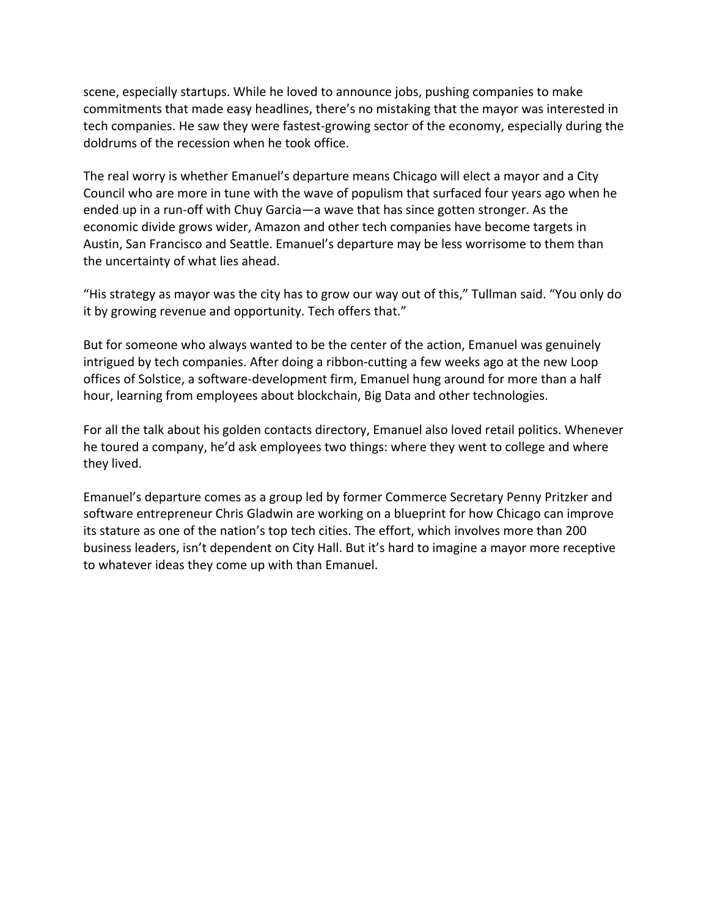scene, especially startups. While he loved to announce jobs, pushing companies to make commitments that made easy headlines, there's no mistaking that the mayor was interested in tech companies. He saw they were fastest-growing sector of the economy, especially during the doldrums of the recession when he took office.

The real worry is whether Emanuel's departure means Chicago will elect a mayor and a City Council who are more in tune with the wave of populism that surfaced four years ago when he ended up in a run-off with Chuy Garcia—a wave that has since gotten stronger. As the economic divide grows wider, Amazon and other tech companies have become targets in Austin, San Francisco and Seattle. Emanuel's departure may be less worrisome to them than the uncertainty of what lies ahead.

"His strategy as mayor was the city has to grow our way out of this," Tullman said. "You only do it by growing revenue and opportunity. Tech offers that."

But for someone who always wanted to be the center of the action, Emanuel was genuinely intrigued by tech companies. After doing a ribbon-cutting a few weeks ago at the new Loop offices of Solstice, a software-development firm, Emanuel hung around for more than a half hour, learning from employees about blockchain, Big Data and other technologies.

For all the talk about his golden contacts directory, Emanuel also loved retail politics. Whenever he toured a company, he'd ask employees two things: where they went to college and where they lived.

Emanuel's departure comes as a group led by former Commerce Secretary Penny Pritzker and software entrepreneur Chris Gladwin are working on a blueprint for how Chicago can improve its stature as one of the nation's top tech cities. The effort, which involves more than 200 business leaders, isn't dependent on City Hall. But it's hard to imagine a mayor more receptive to whatever ideas they come up with than Emanuel.